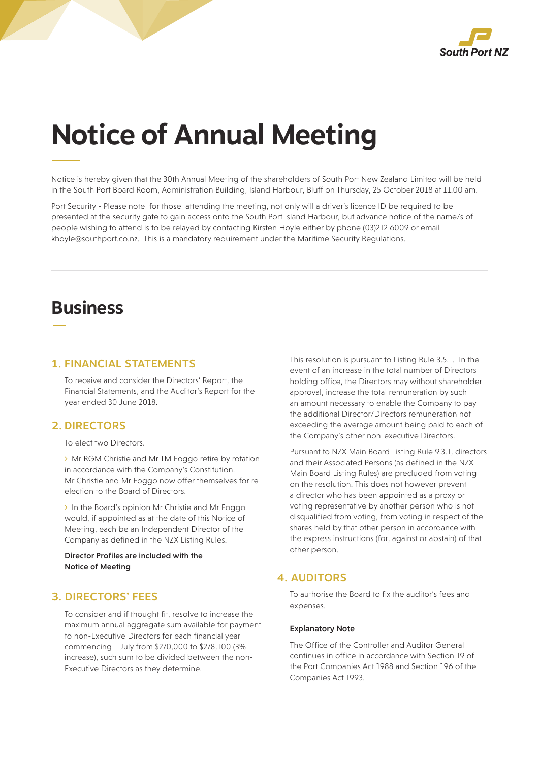South Port NZ

# Notice of Annual Meeting

Notice is hereby given that the 30th Annual Meeting of the shareholders of South Port New Zealand Limited will be held in the South Port Board Room, Administration Building, Island Harbour, Bluff on Thursday, 25 October 2018 at 11.00 am.

Port Security - Please note for those attending the meeting, not only will a driver's licence ID be required to be presented at the security gate to gain access onto the South Port Island Harbour, but advance notice of the name/s of people wishing to attend is to be relayed by contacting Kirsten Hoyle either by phone (03)212 6009 or email khoyle@southport.co.nz. This is a mandatory requirement under the Maritime Security Regulations.

## Business

### 1. FINANCIAL STATEMENTS

To receive and consider the Directors' Report, the Financial Statements, and the Auditor's Report for the year ended 30 June 2018.

### 2. DIRECTORS

To elect two Directors.

- Mr RGM Christie and Mr TM Foggo retire by rotation in accordance with the Company's Constitution. Mr Christie and Mr Foggo now offer themselves for re-election to the Board of Directors.
- In the Board's opinion Mr Christie and Mr Foggo would, if appointed as at the date of this Notice of Meeting, each be an Independent Director of the Company as defined in the NZX Listing Rules.

**Director Profiles are included with the Notice of Meeting**

### 3. DIRECTORS' FEES

To consider and if thought fit, resolve to increase the maximum annual aggregate sum available for payment to non-Executive Directors for each financial year commencing 1 July from $270,000 to $278,100 (3% increase), such sum to be divided between the non-Executive Directors as they determine.

This resolution is pursuant to Listing Rule 3.5.1. In the event of an increase in the total number of Directors holding office, the Directors may without shareholder approval, increase the total remuneration by such an amount necessary to enable the Company to pay the additional Director/Directors remuneration not exceeding the average amount being paid to each of the Company's other non-executive Directors.

Pursuant to NZX Main Board Listing Rule 9.3.1, directors and their Associated Persons (as defined in the NZX Main Board Listing Rules) are precluded from voting on the resolution. This does not however prevent a director who has been appointed as a proxy or voting representative by another person who is not disqualified from voting, from voting in respect of the shares held by that other person in accordance with the express instructions (for, against or abstain) of that other person.

### 4. AUDITORS

To authorise the Board to fix the auditor's fees and expenses.

**Explanatory Note**

The Office of the Controller and Auditor General continues in office in accordance with Section 19 of the Port Companies Act 1988 and Section 196 of the Companies Act 1993.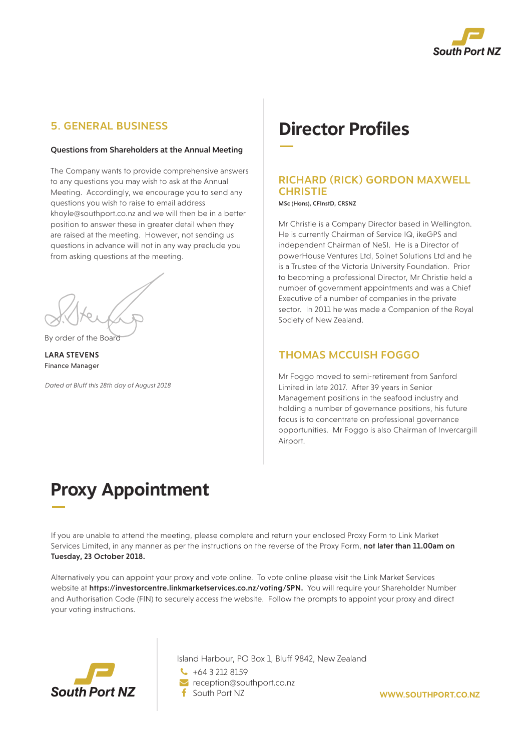## 5. GENERAL BUSINESS

**Questions from Shareholders at the Annual Meeting**

The Company wants to provide comprehensive answers to any questions you may wish to ask at the Annual Meeting. Accordingly, we encourage you to send any questions you wish to raise to email address khoyle@southport.co.nz and we will then be in a better position to answer these in greater detail when they are raised at the meeting. However, not sending us questions in advance will not in any way preclude you from asking questions at the meeting.

By order of the Board

**LARA STEVENS**
Finance Manager

*Dated at Bluff this 28th day of August 2018*

# Director Profiles

## RICHARD (RICK) GORDON MAXWELL CHRISTIE

**MSc (Hons), CFInstD, CRSNZ**

Mr Christie is a Company Director based in Wellington. He is currently Chairman of Service IQ, ikeGPS and independent Chairman of NeSI. He is a Director of powerHouse Ventures Ltd, Solnet Solutions Ltd and he is a Trustee of the Victoria University Foundation. Prior to becoming a professional Director, Mr Christie held a number of government appointments and was a Chief Executive of a number of companies in the private sector. In 2011 he was made a Companion of the Royal Society of New Zealand.

## THOMAS MCCUISH FOGGO

Mr Foggo moved to semi-retirement from Sanford Limited in late 2017. After 39 years in Senior Management positions in the seafood industry and holding a number of governance positions, his future focus is to concentrate on professional governance opportunities. Mr Foggo is also Chairman of Invercargill Airport.

# Proxy Appointment

If you are unable to attend the meeting, please complete and return your enclosed Proxy Form to Link Market Services Limited, in any manner as per the instructions on the reverse of the Proxy Form, **not later than 11.00am on Tuesday, 23 October 2018.**

Alternatively you can appoint your proxy and vote online. To vote online please visit the Link Market Services website at **https://investorcentre.linkmarketservices.co.nz/voting/SPN.** You will require your Shareholder Number and Authorisation Code (FIN) to securely access the website. Follow the prompts to appoint your proxy and direct your voting instructions.

South Port NZ

Island Harbour, PO Box 1, Bluff 9842, New Zealand
+64 3 212 8159
reception@southport.co.nz
South Port NZ

WWW.SOUTHPORT.CO.NZ